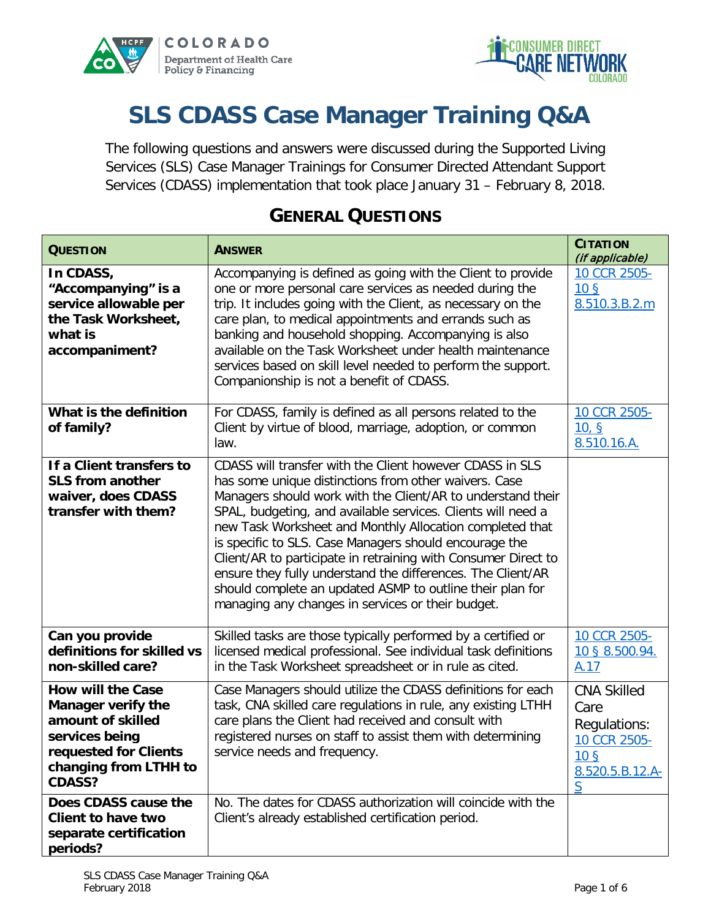# SLS CDASS Case Manager Training Q&A

The following questions and answers were discussed during the Supported Living Services (SLS) Case Manager Trainings for Consumer Directed Attendant Support Services (CDASS) implementation that took place January 31 – February 8, 2018.

## General Questions

| Question | Answer | Citation *(if applicable)* |
|---|---|---|
| **In CDASS, "Accompanying" is a service allowable per the Task Worksheet, what is accompaniment?** | Accompanying is defined as going with the Client to provide one or more personal care services as needed during the trip. It includes going with the Client, as necessary on the care plan, to medical appointments and errands such as banking and household shopping. Accompanying is also available on the Task Worksheet under health maintenance services based on skill level needed to perform the support. Companionship is not a benefit of CDASS. | 10 CCR 2505-10 § 8.510.3.B.2.m |
| **What is the definition of family?** | For CDASS, family is defined as all persons related to the Client by virtue of blood, marriage, adoption, or common law. | 10 CCR 2505-10, § 8.510.16.A. |
| **If a Client transfers to SLS from another waiver, does CDASS transfer with them?** | CDASS will transfer with the Client however CDASS in SLS has some unique distinctions from other waivers. Case Managers should work with the Client/AR to understand their SPAL, budgeting, and available services. Clients will need a new Task Worksheet and Monthly Allocation completed that is specific to SLS. Case Managers should encourage the Client/AR to participate in retraining with Consumer Direct to ensure they fully understand the differences. The Client/AR should complete an updated ASMP to outline their plan for managing any changes in services or their budget. | |
| **Can you provide definitions for skilled vs non-skilled care?** | Skilled tasks are those typically performed by a certified or licensed medical professional. See individual task definitions in the Task Worksheet spreadsheet or in rule as cited. | 10 CCR 2505-10 § 8.500.94. A.17 |
| **How will the Case Manager verify the amount of skilled services being requested for Clients changing from LTHH to CDASS?** | Case Managers should utilize the CDASS definitions for each task, CNA skilled care regulations in rule, any existing LTHH care plans the Client had received and consult with registered nurses on staff to assist them with determining service needs and frequency. | CNA Skilled Care Regulations: 10 CCR 2505-10 § 8.520.5.B.12.A-S |
| **Does CDASS cause the Client to have two separate certification periods?** | No. The dates for CDASS authorization will coincide with the Client's already established certification period. | |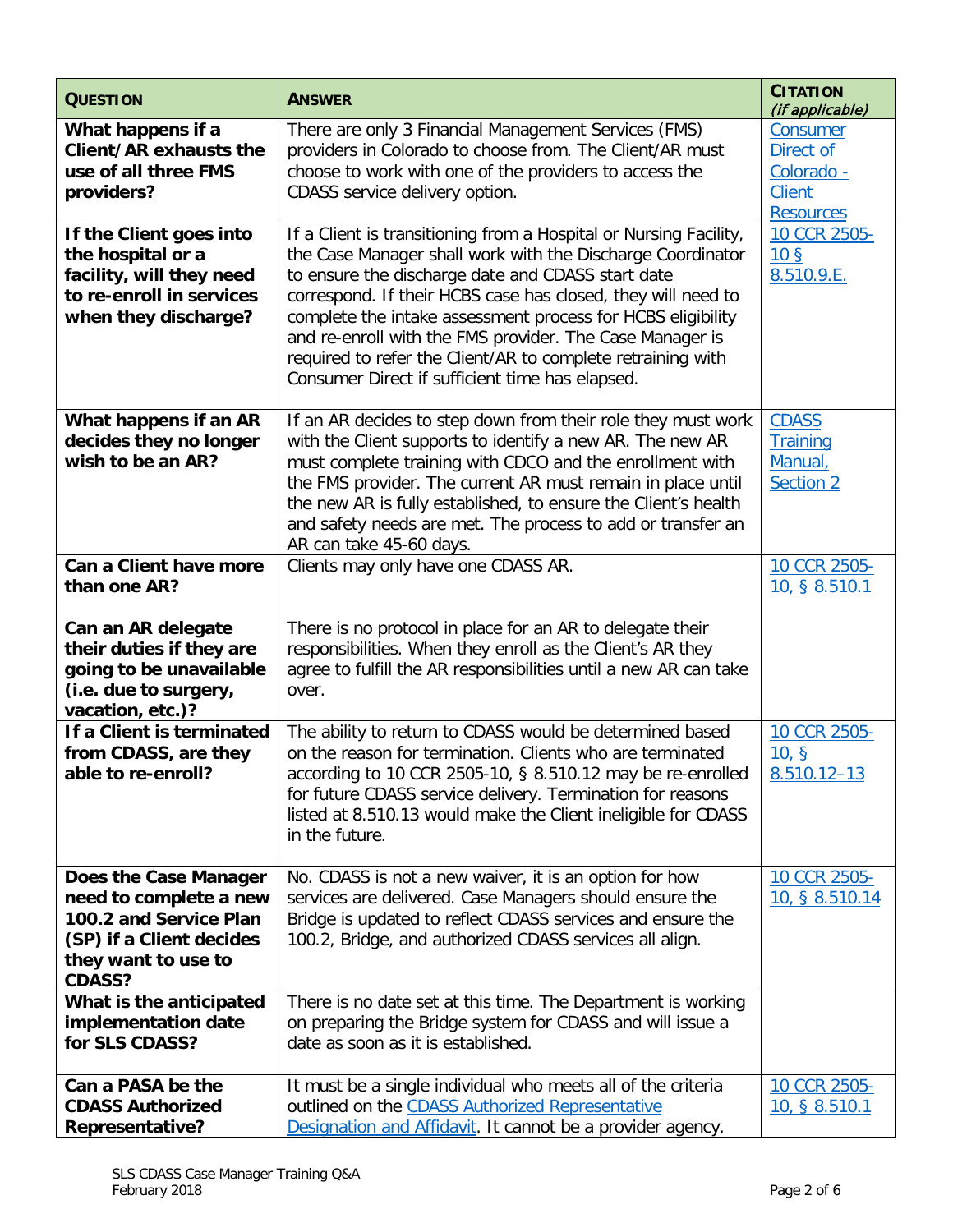| **Question** | **Answer** | **Citation** *(if applicable)* |
| --- | --- | --- |
| **What happens if a Client/AR exhausts the use of all three FMS providers?** | There are only 3 Financial Management Services (FMS) providers in Colorado to choose from. The Client/AR must choose to work with one of the providers to access the CDASS service delivery option. | Consumer Direct of Colorado - Client Resources |
| **If the Client goes into the hospital or a facility, will they need to re-enroll in services when they discharge?** | If a Client is transitioning from a Hospital or Nursing Facility, the Case Manager shall work with the Discharge Coordinator to ensure the discharge date and CDASS start date correspond. If their HCBS case has closed, they will need to complete the intake assessment process for HCBS eligibility and re-enroll with the FMS provider. The Case Manager is required to refer the Client/AR to complete retraining with Consumer Direct if sufficient time has elapsed. | 10 CCR 2505-10 § 8.510.9.E. |
| **What happens if an AR decides they no longer wish to be an AR?** | If an AR decides to step down from their role they must work with the Client supports to identify a new AR. The new AR must complete training with CDCO and the enrollment with the FMS provider. The current AR must remain in place until the new AR is fully established, to ensure the Client's health and safety needs are met. The process to add or transfer an AR can take 45-60 days. | CDASS Training Manual, Section 2 |
| **Can a Client have more than one AR?**<br><br>**Can an AR delegate their duties if they are going to be unavailable (i.e. due to surgery, vacation, etc.)?** | Clients may only have one CDASS AR.<br><br>There is no protocol in place for an AR to delegate their responsibilities. When they enroll as the Client's AR they agree to fulfill the AR responsibilities until a new AR can take over. | 10 CCR 2505-10, § 8.510.1 |
| **If a Client is terminated from CDASS, are they able to re-enroll?** | The ability to return to CDASS would be determined based on the reason for termination. Clients who are terminated according to 10 CCR 2505-10, § 8.510.12 may be re-enrolled for future CDASS service delivery. Termination for reasons listed at 8.510.13 would make the Client ineligible for CDASS in the future. | 10 CCR 2505-10, § 8.510.12–13 |
| **Does the Case Manager need to complete a new 100.2 and Service Plan (SP) if a Client decides they want to use to CDASS?** | No. CDASS is not a new waiver, it is an option for how services are delivered. Case Managers should ensure the Bridge is updated to reflect CDASS services and ensure the 100.2, Bridge, and authorized CDASS services all align. | 10 CCR 2505-10, § 8.510.14 |
| **What is the anticipated implementation date for SLS CDASS?** | There is no date set at this time. The Department is working on preparing the Bridge system for CDASS and will issue a date as soon as it is established. | |
| **Can a PASA be the CDASS Authorized Representative?** | It must be a single individual who meets all of the criteria outlined on the CDASS Authorized Representative Designation and Affidavit. It cannot be a provider agency. | 10 CCR 2505-10, § 8.510.1 |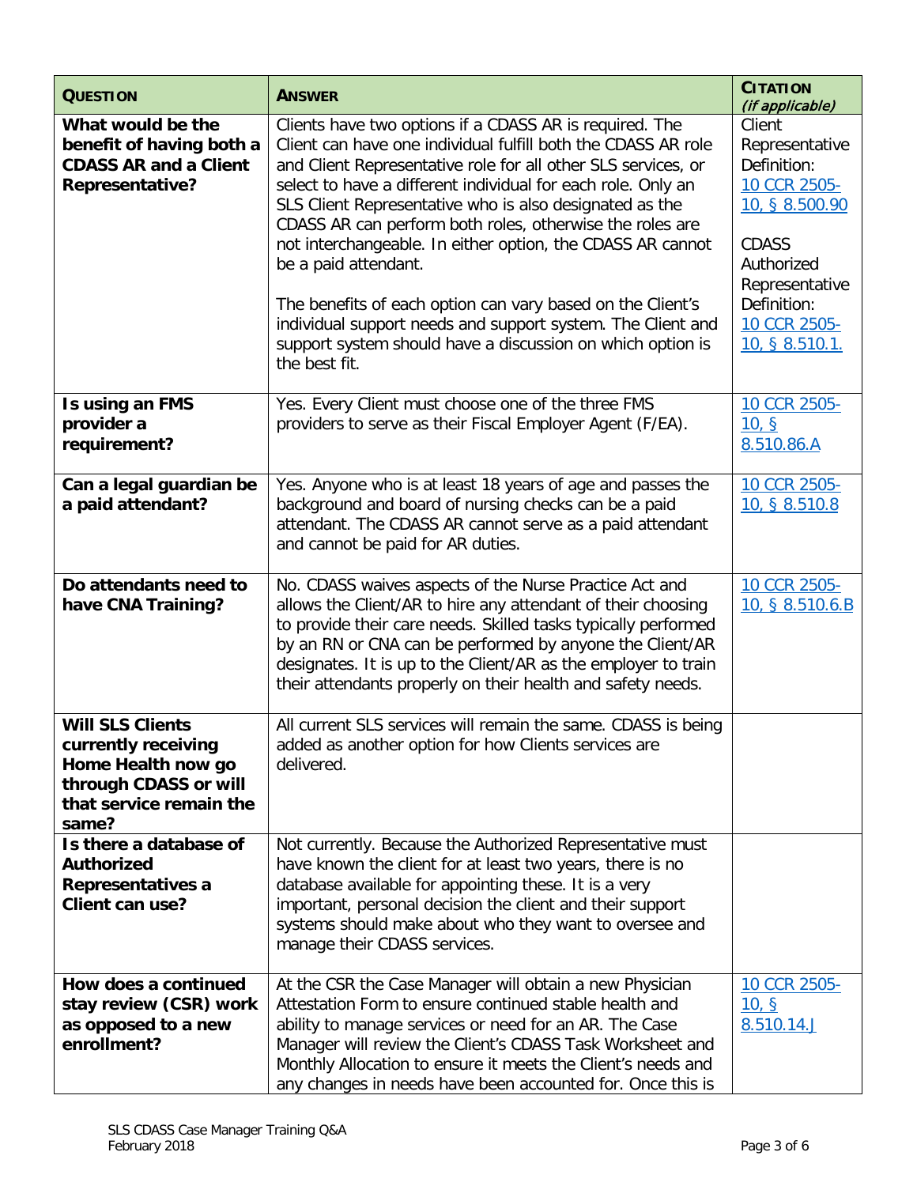| **QUESTION** | **ANSWER** | **CITATION** *(if applicable)* |
|---|---|---|
| **What would be the benefit of having both a CDASS AR and a Client Representative?** | Clients have two options if a CDASS AR is required. The Client can have one individual fulfill both the CDASS AR role and Client Representative role for all other SLS services, or select to have a different individual for each role. Only an SLS Client Representative who is also designated as the CDASS AR can perform both roles, otherwise the roles are not interchangeable. In either option, the CDASS AR cannot be a paid attendant.<br><br>The benefits of each option can vary based on the Client's individual support needs and support system. The Client and support system should have a discussion on which option is the best fit. | Client Representative Definition: 10 CCR 2505-10, § 8.500.90<br><br>CDASS Authorized Representative Definition: 10 CCR 2505-10, § 8.510.1. |
| **Is using an FMS provider a requirement?** | Yes. Every Client must choose one of the three FMS providers to serve as their Fiscal Employer Agent (F/EA). | 10 CCR 2505-10, § 8.510.86.A |
| **Can a legal guardian be a paid attendant?** | Yes. Anyone who is at least 18 years of age and passes the background and board of nursing checks can be a paid attendant. The CDASS AR cannot serve as a paid attendant and cannot be paid for AR duties. | 10 CCR 2505-10, § 8.510.8 |
| **Do attendants need to have CNA Training?** | No. CDASS waives aspects of the Nurse Practice Act and allows the Client/AR to hire any attendant of their choosing to provide their care needs. Skilled tasks typically performed by an RN or CNA can be performed by anyone the Client/AR designates. It is up to the Client/AR as the employer to train their attendants properly on their health and safety needs. | 10 CCR 2505-10, § 8.510.6.B |
| **Will SLS Clients currently receiving Home Health now go through CDASS or will that service remain the same?** | All current SLS services will remain the same. CDASS is being added as another option for how Clients services are delivered. | |
| **Is there a database of Authorized Representatives a Client can use?** | Not currently. Because the Authorized Representative must have known the client for at least two years, there is no database available for appointing these. It is a very important, personal decision the client and their support systems should make about who they want to oversee and manage their CDASS services. | |
| **How does a continued stay review (CSR) work as opposed to a new enrollment?** | At the CSR the Case Manager will obtain a new Physician Attestation Form to ensure continued stable health and ability to manage services or need for an AR. The Case Manager will review the Client's CDASS Task Worksheet and Monthly Allocation to ensure it meets the Client's needs and any changes in needs have been accounted for. Once this is | 10 CCR 2505-10, § 8.510.14.J |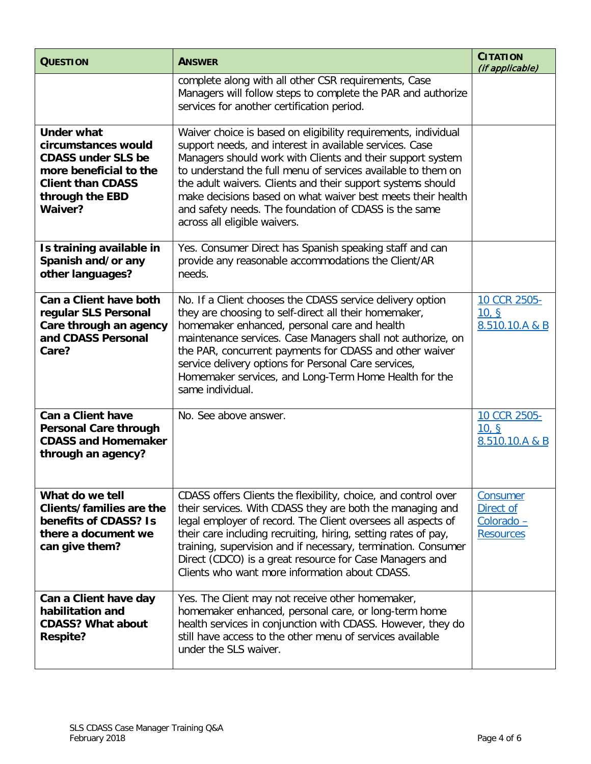| **QUESTION** | **ANSWER** | **CITATION** *(if applicable)* |
| --- | --- | --- |
| | complete along with all other CSR requirements, Case Managers will follow steps to complete the PAR and authorize services for another certification period. | |
| **Under what circumstances would CDASS under SLS be more beneficial to the Client than CDASS through the EBD Waiver?** | Waiver choice is based on eligibility requirements, individual support needs, and interest in available services. Case Managers should work with Clients and their support system to understand the full menu of services available to them on the adult waivers. Clients and their support systems should make decisions based on what waiver best meets their health and safety needs. The foundation of CDASS is the same across all eligible waivers. | |
| **Is training available in Spanish and/or any other languages?** | Yes. Consumer Direct has Spanish speaking staff and can provide any reasonable accommodations the Client/AR needs. | |
| **Can a Client have both regular SLS Personal Care through an agency and CDASS Personal Care?** | No. If a Client chooses the CDASS service delivery option they are choosing to self-direct all their homemaker, homemaker enhanced, personal care and health maintenance services. Case Managers shall not authorize, on the PAR, concurrent payments for CDASS and other waiver service delivery options for Personal Care services, Homemaker services, and Long-Term Home Health for the same individual. | 10 CCR 2505-10, § 8.510.10.A & B |
| **Can a Client have Personal Care through CDASS and Homemaker through an agency?** | No. See above answer. | 10 CCR 2505-10, § 8.510.10.A & B |
| **What do we tell Clients/families are the benefits of CDASS? Is there a document we can give them?** | CDASS offers Clients the flexibility, choice, and control over their services. With CDASS they are both the managing and legal employer of record. The Client oversees all aspects of their care including recruiting, hiring, setting rates of pay, training, supervision and if necessary, termination. Consumer Direct (CDCO) is a great resource for Case Managers and Clients who want more information about CDASS. | Consumer Direct of Colorado – Resources |
| **Can a Client have day habilitation and CDASS? What about Respite?** | Yes. The Client may not receive other homemaker, homemaker enhanced, personal care, or long-term home health services in conjunction with CDASS. However, they do still have access to the other menu of services available under the SLS waiver. | |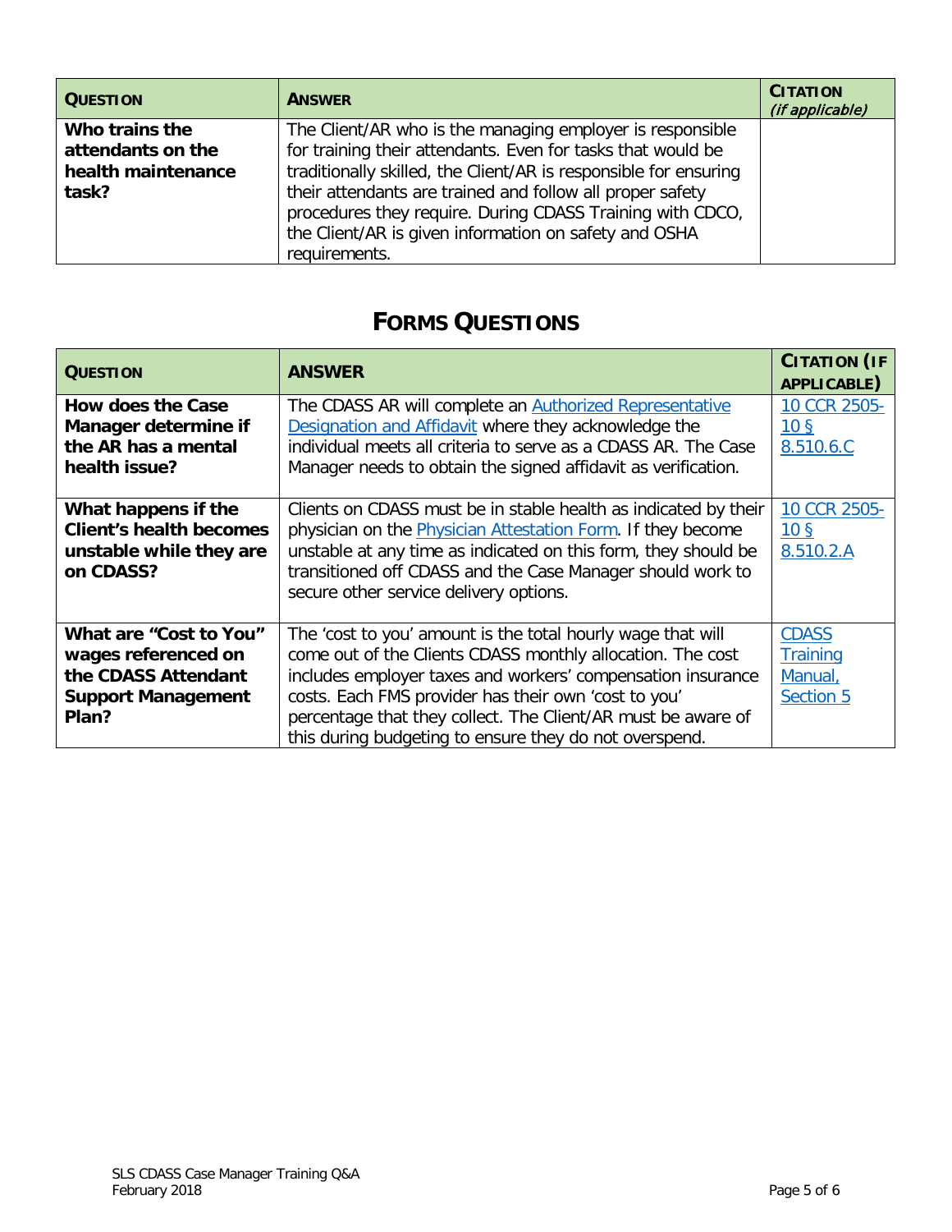| QUESTION | ANSWER | CITATION *(if applicable)* |
|---|---|---|
| **Who trains the attendants on the health maintenance task?** | The Client/AR who is the managing employer is responsible for training their attendants. Even for tasks that would be traditionally skilled, the Client/AR is responsible for ensuring their attendants are trained and follow all proper safety procedures they require. During CDASS Training with CDCO, the Client/AR is given information on safety and OSHA requirements. | |

## FORMS QUESTIONS

| QUESTION | ANSWER | CITATION (IF APPLICABLE) |
|---|---|---|
| **How does the Case Manager determine if the AR has a mental health issue?** | The CDASS AR will complete an Authorized Representative Designation and Affidavit where they acknowledge the individual meets all criteria to serve as a CDASS AR. The Case Manager needs to obtain the signed affidavit as verification. | 10 CCR 2505-10 § 8.510.6.C |
| **What happens if the Client's health becomes unstable while they are on CDASS?** | Clients on CDASS must be in stable health as indicated by their physician on the Physician Attestation Form. If they become unstable at any time as indicated on this form, they should be transitioned off CDASS and the Case Manager should work to secure other service delivery options. | 10 CCR 2505-10 § 8.510.2.A |
| **What are "Cost to You" wages referenced on the CDASS Attendant Support Management Plan?** | The 'cost to you' amount is the total hourly wage that will come out of the Clients CDASS monthly allocation. The cost includes employer taxes and workers' compensation insurance costs. Each FMS provider has their own 'cost to you' percentage that they collect. The Client/AR must be aware of this during budgeting to ensure they do not overspend. | CDASS Training Manual, Section 5 |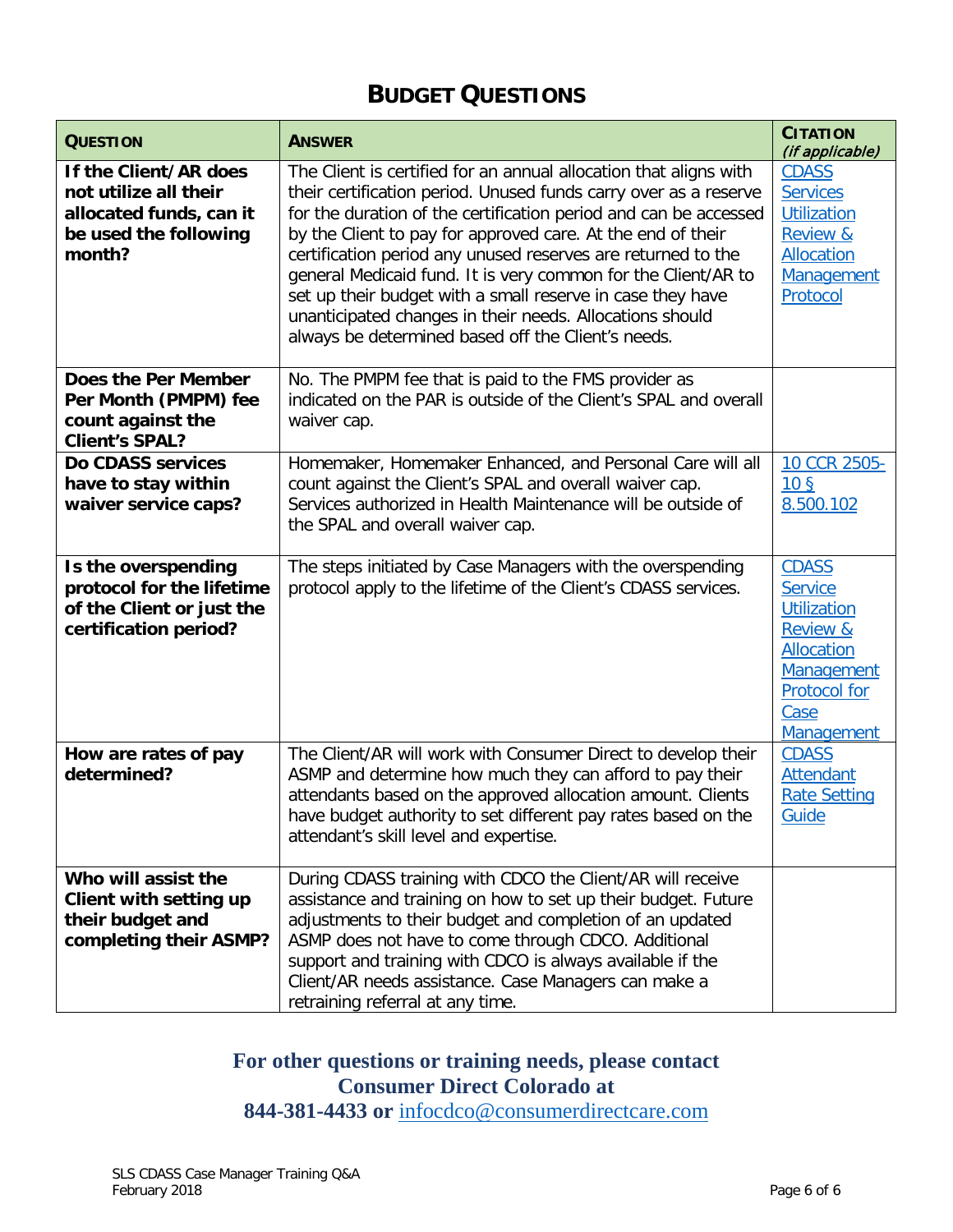# BUDGET QUESTIONS

| QUESTION | ANSWER | CITATION *(if applicable)* |
|---|---|---|
| **If the Client/AR does not utilize all their allocated funds, can it be used the following month?** | The Client is certified for an annual allocation that aligns with their certification period. Unused funds carry over as a reserve for the duration of the certification period and can be accessed by the Client to pay for approved care. At the end of their certification period any unused reserves are returned to the general Medicaid fund. It is very common for the Client/AR to set up their budget with a small reserve in case they have unanticipated changes in their needs. Allocations should always be determined based off the Client's needs. | CDASS Services Utilization Review & Allocation Management Protocol |
| **Does the Per Member Per Month (PMPM) fee count against the Client's SPAL?** | No. The PMPM fee that is paid to the FMS provider as indicated on the PAR is outside of the Client's SPAL and overall waiver cap. | |
| **Do CDASS services have to stay within waiver service caps?** | Homemaker, Homemaker Enhanced, and Personal Care will all count against the Client's SPAL and overall waiver cap. Services authorized in Health Maintenance will be outside of the SPAL and overall waiver cap. | 10 CCR 2505-10 § 8.500.102 |
| **Is the overspending protocol for the lifetime of the Client or just the certification period?** | The steps initiated by Case Managers with the overspending protocol apply to the lifetime of the Client's CDASS services. | CDASS Service Utilization Review & Allocation Management Protocol for Case Management |
| **How are rates of pay determined?** | The Client/AR will work with Consumer Direct to develop their ASMP and determine how much they can afford to pay their attendants based on the approved allocation amount. Clients have budget authority to set different pay rates based on the attendant's skill level and expertise. | CDASS Attendant Rate Setting Guide |
| **Who will assist the Client with setting up their budget and completing their ASMP?** | During CDASS training with CDCO the Client/AR will receive assistance and training on how to set up their budget. Future adjustments to their budget and completion of an updated ASMP does not have to come through CDCO. Additional support and training with CDCO is always available if the Client/AR needs assistance. Case Managers can make a retraining referral at any time. | |

**For other questions or training needs, please contact Consumer Direct Colorado at 844-381-4433 or** infocdco@consumerdirectcare.com

SLS CDASS Case Manager Training Q&A
February 2018